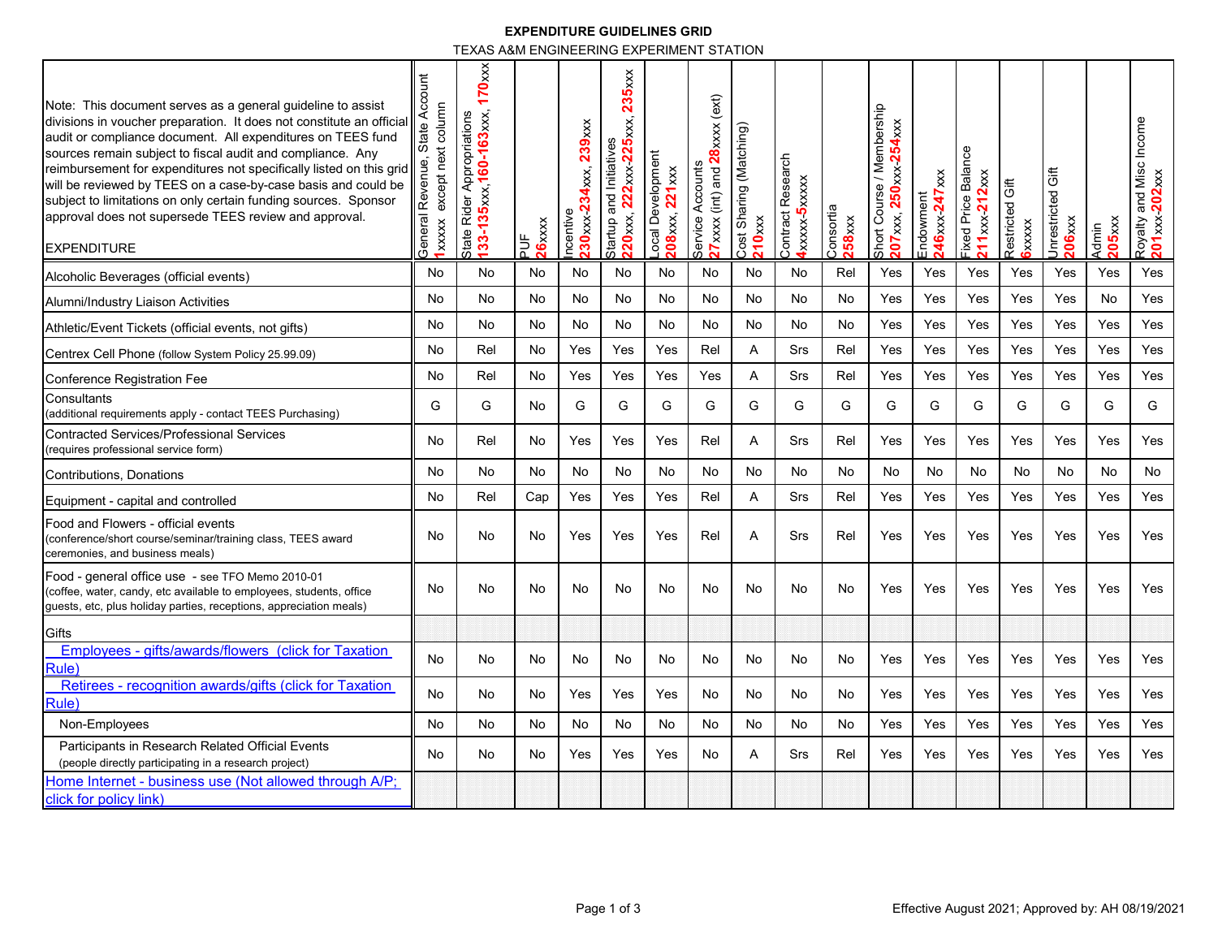# EXPENDITURE GUIDELINES GRID

TEXAS A&M ENGINEERING EXPERIMENT STATION

| Note: This document serves as a general guideline to assist divisions in voucher preparation. It does not constitute an official audit or compliance document. All expenditures on TEES fund sources remain subject to fiscal audit and compliance. Any reimbursement for expenditures not specifically listed on this grid will be reviewed by TEES on a case-by-case basis and could be subject to limitations on only certain funding sources. Sponsor approval does not supersede TEES review and approval. EXPENDITURE | General Revenue, State Account 1xxxxx except next column | State Rider Appropriations 133-135xxx,160-163xxx, 170xxx | PUF 26xxxx | Incentive 230xxx-234xxx, 239xxx | Startup and Initiatives 220xxx, 222xxx-225xxx, 235xxx | Local Development 208xxx, 221xxx | Service Accounts 27xxxx (int) and 28xxxx (ext) | Cost Sharing (Matching) 210xxx | Contract Research 4xxxxx-5xxxxx | Consortia 258xxx | Short Course / Membership 207xxx, 250xxx-254xxx | Endowment 246xxx-247xxx | Fixed Price Balance 211xxx-212xxx | Restricted Gift 6xxxxx | Unrestricted Gift 206xxx | Admin 205xxx | Royalty and Misc Income 201xxx-202xxx |
|---|---|---|---|---|---|---|---|---|---|---|---|---|---|---|---|---|---|
| Alcoholic Beverages (official events) | No | No | No | No | No | No | No | No | No | Rel | Yes | Yes | Yes | Yes | Yes | Yes | Yes |
| Alumni/Industry Liaison Activities | No | No | No | No | No | No | No | No | No | No | Yes | Yes | Yes | Yes | Yes | No | Yes |
| Athletic/Event Tickets (official events, not gifts) | No | No | No | No | No | No | No | No | No | No | Yes | Yes | Yes | Yes | Yes | Yes | Yes |
| Centrex Cell Phone (follow System Policy 25.99.09) | No | Rel | No | Yes | Yes | Yes | Rel | A | Srs | Rel | Yes | Yes | Yes | Yes | Yes | Yes | Yes |
| Conference Registration Fee | No | Rel | No | Yes | Yes | Yes | Yes | A | Srs | Rel | Yes | Yes | Yes | Yes | Yes | Yes | Yes |
| Consultants (additional requirements apply - contact TEES Purchasing) | G | G | No | G | G | G | G | G | G | G | G | G | G | G | G | G | G |
| Contracted Services/Professional Services (requires professional service form) | No | Rel | No | Yes | Yes | Yes | Rel | A | Srs | Rel | Yes | Yes | Yes | Yes | Yes | Yes | Yes |
| Contributions, Donations | No | No | No | No | No | No | No | No | No | No | No | No | No | No | No | No | No |
| Equipment - capital and controlled | No | Rel | Cap | Yes | Yes | Yes | Rel | A | Srs | Rel | Yes | Yes | Yes | Yes | Yes | Yes | Yes |
| Food and Flowers - official events (conference/short course/seminar/training class, TEES award ceremonies, and business meals) | No | No | No | Yes | Yes | Yes | Rel | A | Srs | Rel | Yes | Yes | Yes | Yes | Yes | Yes | Yes |
| Food - general office use - see TFO Memo 2010-01 (coffee, water, candy, etc available to employees, students, office guests, etc, plus holiday parties, receptions, appreciation meals) | No | No | No | No | No | No | No | No | No | No | Yes | Yes | Yes | Yes | Yes | Yes | Yes |
| Gifts | | | | | | | | | | | | | | | | | |
| Employees - gifts/awards/flowers (click for Taxation Rule) | No | No | No | No | No | No | No | No | No | No | Yes | Yes | Yes | Yes | Yes | Yes | Yes |
| Retirees - recognition awards/gifts (click for Taxation Rule) | No | No | No | Yes | Yes | Yes | No | No | No | No | Yes | Yes | Yes | Yes | Yes | Yes | Yes |
| Non-Employees | No | No | No | No | No | No | No | No | No | No | Yes | Yes | Yes | Yes | Yes | Yes | Yes |
| Participants in Research Related Official Events (people directly participating in a research project) | No | No | No | Yes | Yes | Yes | No | A | Srs | Rel | Yes | Yes | Yes | Yes | Yes | Yes | Yes |
| Home Internet - business use (Not allowed through A/P; click for policy link) | | | | | | | | | | | | | | | | | |

Effective August 2021; Approved by: AH 08/19/2021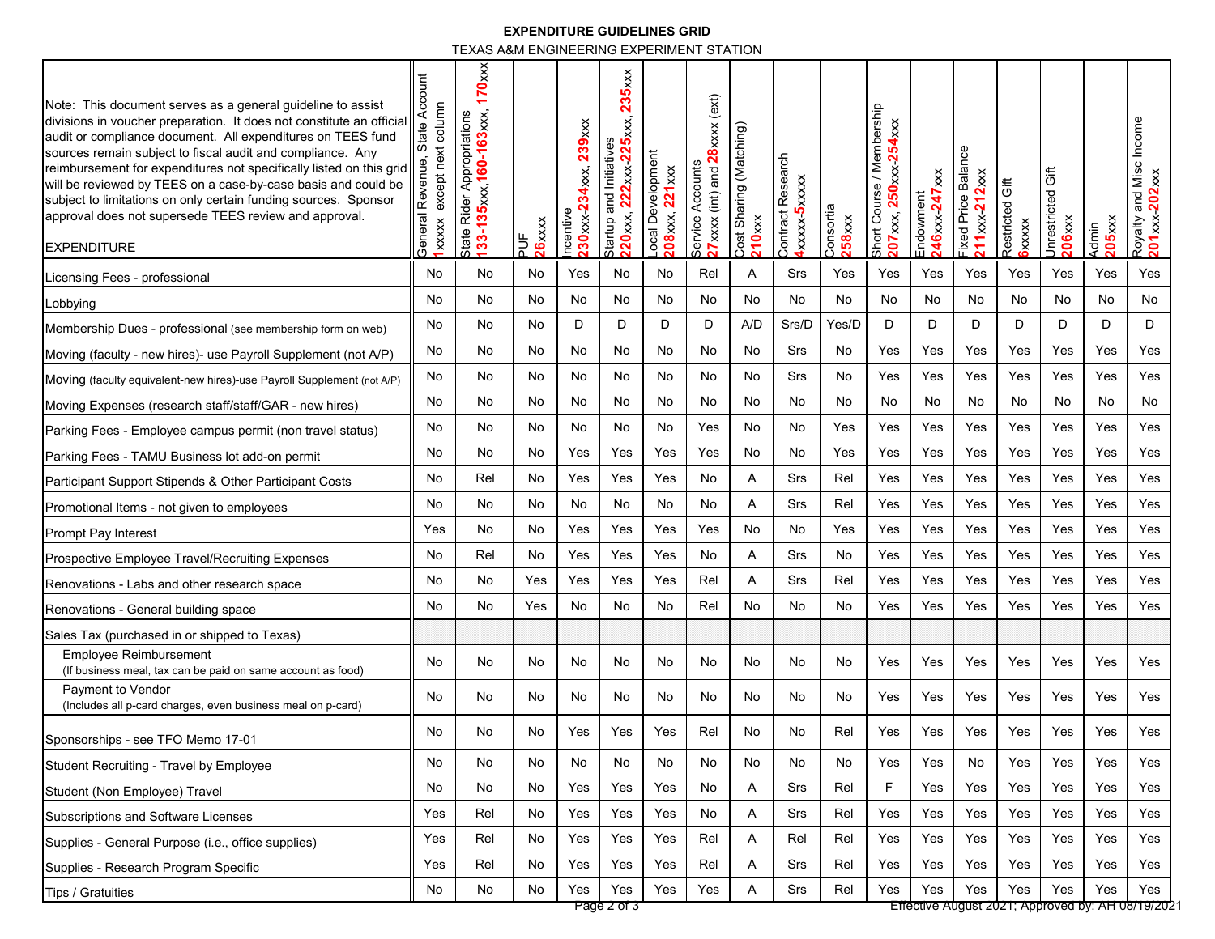**EXPENDITURE GUIDELINES GRID**

TEXAS A&M ENGINEERING EXPERIMENT STATION

| Note: This document serves as a general guideline to assist divisions in voucher preparation. It does not constitute an official audit or compliance document. All expenditures on TEES fund sources remain subject to fiscal audit and compliance. Any reimbursement for expenditures not specifically listed on this grid will be reviewed by TEES on a case-by-case basis and could be subject to limitations on only certain funding sources. Sponsor approval does not supersede TEES review and approval. EXPENDITURE | General Revenue, State Account 1xxxxx except next column | State Rider Appropriations 133-135xxx, 160-163xxx, 170xxx | PUF 26xxxx | Incentive 230xxx-234xxx, 239xxx | Startup and Initiatives 220xxx, 222xxx-225xxx, 235xxx | Local Development 208xxx, 221xxx | Service Accounts 27xxxx (int) and 28xxxx (ext) | Cost Sharing (Matching) 210xxx | Contract Research 4xxxxx-5xxxxx | Consortia 258xxx | Short Course / Membership 207xxx, 250xxx-254xxx | Endowment 246xxx-247xxx | Fixed Price Balance 211xxx-212xxx | Restricted Gift 6xxxxx | Unrestricted Gift 206xxx | Admin 205xxx | Royalty and Misc Income 201xxx-202xxx |
|---|---|---|---|---|---|---|---|---|---|---|---|---|---|---|---|---|---|
| Licensing Fees - professional | No | No | No | Yes | No | No | Rel | A | Srs | Yes | Yes | Yes | Yes | Yes | Yes | Yes | Yes |
| Lobbying | No | No | No | No | No | No | No | No | No | No | No | No | No | No | No | No | No |
| Membership Dues - professional (see membership form on web) | No | No | No | D | D | D | D | A/D | Srs/D | Yes/D | D | D | D | D | D | D | D |
| Moving (faculty - new hires)- use Payroll Supplement (not A/P) | No | No | No | No | No | No | No | No | Srs | No | Yes | Yes | Yes | Yes | Yes | Yes | Yes |
| Moving (faculty equivalent-new hires)-use Payroll Supplement (not A/P) | No | No | No | No | No | No | No | No | Srs | No | Yes | Yes | Yes | Yes | Yes | Yes | Yes |
| Moving Expenses (research staff/staff/GAR - new hires) | No | No | No | No | No | No | No | No | No | No | No | No | No | No | No | No | No |
| Parking Fees - Employee campus permit (non travel status) | No | No | No | No | No | No | Yes | No | No | Yes | Yes | Yes | Yes | Yes | Yes | Yes | Yes |
| Parking Fees - TAMU Business lot add-on permit | No | No | No | Yes | Yes | Yes | Yes | No | No | Yes | Yes | Yes | Yes | Yes | Yes | Yes | Yes |
| Participant Support Stipends & Other Participant Costs | No | Rel | No | Yes | Yes | Yes | No | A | Srs | Rel | Yes | Yes | Yes | Yes | Yes | Yes | Yes |
| Promotional Items - not given to employees | No | No | No | No | No | No | No | A | Srs | Rel | Yes | Yes | Yes | Yes | Yes | Yes | Yes |
| Prompt Pay Interest | Yes | No | No | Yes | Yes | Yes | Yes | No | No | Yes | Yes | Yes | Yes | Yes | Yes | Yes | Yes |
| Prospective Employee Travel/Recruiting Expenses | No | Rel | No | Yes | Yes | Yes | No | A | Srs | No | Yes | Yes | Yes | Yes | Yes | Yes | Yes |
| Renovations - Labs and other research space | No | No | Yes | Yes | Yes | Yes | Rel | A | Srs | Rel | Yes | Yes | Yes | Yes | Yes | Yes | Yes |
| Renovations - General building space | No | No | Yes | No | No | No | Rel | No | No | No | Yes | Yes | Yes | Yes | Yes | Yes | Yes |
| Sales Tax (purchased in or shipped to Texas) | | | | | | | | | | | | | | | | | |
| Employee Reimbursement (If business meal, tax can be paid on same account as food) | No | No | No | No | No | No | No | No | No | No | Yes | Yes | Yes | Yes | Yes | Yes | Yes |
| Payment to Vendor (Includes all p-card charges, even business meal on p-card) | No | No | No | No | No | No | No | No | No | No | Yes | Yes | Yes | Yes | Yes | Yes | Yes |
| Sponsorships - see TFO Memo 17-01 | No | No | No | Yes | Yes | Yes | Rel | No | No | Rel | Yes | Yes | Yes | Yes | Yes | Yes | Yes |
| Student Recruiting - Travel by Employee | No | No | No | No | No | No | No | No | No | No | Yes | Yes | No | Yes | Yes | Yes | Yes |
| Student (Non Employee) Travel | No | No | No | Yes | Yes | Yes | No | A | Srs | Rel | F | Yes | Yes | Yes | Yes | Yes | Yes |
| Subscriptions and Software Licenses | Yes | Rel | No | Yes | Yes | Yes | No | A | Srs | Rel | Yes | Yes | Yes | Yes | Yes | Yes | Yes |
| Supplies - General Purpose (i.e., office supplies) | Yes | Rel | No | Yes | Yes | Yes | Rel | A | Rel | Rel | Yes | Yes | Yes | Yes | Yes | Yes | Yes |
| Supplies - Research Program Specific | Yes | Rel | No | Yes | Yes | Yes | Rel | A | Srs | Rel | Yes | Yes | Yes | Yes | Yes | Yes | Yes |
| Tips / Gratuities | No | No | No | Yes | Yes | Yes | Yes | A | Srs | Rel | Yes | Yes | Yes | Yes | Yes | Yes | Yes |

Effective August 2021; Approved by: AH 08/19/2021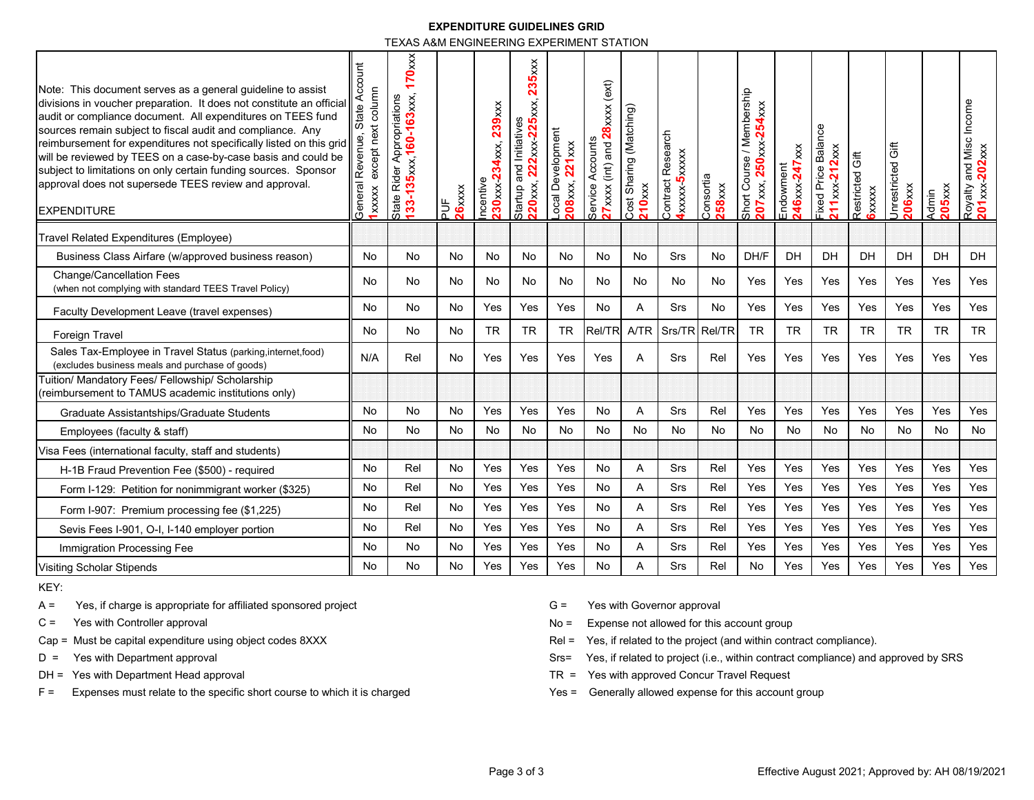# EXPENDITURE GUIDELINES GRID

TEXAS A&M ENGINEERING EXPERIMENT STATION

| Note: This document serves as a general guideline to assist divisions in voucher preparation. It does not constitute an official audit or compliance document. All expenditures on TEES fund sources remain subject to fiscal audit and compliance. Any reimbursement for expenditures not specifically listed on this grid will be reviewed by TEES on a case-by-case basis and could be subject to limitations on only certain funding sources. Sponsor approval does not supersede TEES review and approval. EXPENDITURE | General Revenue, State Account 1xxxxx except next column | State Rider Appropriations 133-135xxx,160-163xxx, 170xxx | PUF 26xxxx | Incentive 230xxx-234xxx, 239xxx | Startup and Initiatives 220xxx, 222xxx-225xxx, 235xxx | Local Development 208xxx, 221xxx | Service Accounts 27xxxx (int) and 28xxxx (ext) | Cost Sharing (Matching) 210xxx | Contract Research 4xxxxx-5xxxxx | Consortia 258xxx | Short Course / Membership 207xxx, 250xxx-254xxx | Endowment 246xxx-247xxx | Fixed Price Balance 211xxx-212xxx | Restricted Gift 6xxxxx | Unrestricted Gift 206xxx | Admin 205xxx | Royalty and Misc Income 201xxx-202xxx |
|---|---|---|---|---|---|---|---|---|---|---|---|---|---|---|---|---|---|
| Travel Related Expenditures (Employee) | | | | | | | | | | | | | | | | | |
| Business Class Airfare (w/approved business reason) | No | No | No | No | No | No | No | No | Srs | No | DH/F | DH | DH | DH | DH | DH | DH |
| Change/Cancellation Fees (when not complying with standard TEES Travel Policy) | No | No | No | No | No | No | No | No | No | No | Yes | Yes | Yes | Yes | Yes | Yes | Yes |
| Faculty Development Leave (travel expenses) | No | No | No | Yes | Yes | Yes | No | A | Srs | No | Yes | Yes | Yes | Yes | Yes | Yes | Yes |
| Foreign Travel | No | No | No | TR | TR | TR | Rel/TR | A/TR | Srs/TR | Rel/TR | TR | TR | TR | TR | TR | TR | TR |
| Sales Tax-Employee in Travel Status (parking,internet,food) (excludes business meals and purchase of goods) | N/A | Rel | No | Yes | Yes | Yes | Yes | A | Srs | Rel | Yes | Yes | Yes | Yes | Yes | Yes | Yes |
| Tuition/ Mandatory Fees/ Fellowship/ Scholarship (reimbursement to TAMUS academic institutions only) | | | | | | | | | | | | | | | | | |
| Graduate Assistantships/Graduate Students | No | No | No | Yes | Yes | Yes | No | A | Srs | Rel | Yes | Yes | Yes | Yes | Yes | Yes | Yes |
| Employees (faculty & staff) | No | No | No | No | No | No | No | No | No | No | No | No | No | No | No | No | No |
| Visa Fees (international faculty, staff and students) | | | | | | | | | | | | | | | | | |
| H-1B Fraud Prevention Fee ($500) - required | No | Rel | No | Yes | Yes | Yes | No | A | Srs | Rel | Yes | Yes | Yes | Yes | Yes | Yes | Yes |
| Form I-129: Petition for nonimmigrant worker ($325) | No | Rel | No | Yes | Yes | Yes | No | A | Srs | Rel | Yes | Yes | Yes | Yes | Yes | Yes | Yes |
| Form I-907: Premium processing fee ($1,225) | No | Rel | No | Yes | Yes | Yes | No | A | Srs | Rel | Yes | Yes | Yes | Yes | Yes | Yes | Yes |
| Sevis Fees I-901, O-I, I-140 employer portion | No | Rel | No | Yes | Yes | Yes | No | A | Srs | Rel | Yes | Yes | Yes | Yes | Yes | Yes | Yes |
| Immigration Processing Fee | No | No | No | Yes | Yes | Yes | No | A | Srs | Rel | Yes | Yes | Yes | Yes | Yes | Yes | Yes |
| Visiting Scholar Stipends | No | No | No | Yes | Yes | Yes | No | A | Srs | Rel | No | Yes | Yes | Yes | Yes | Yes | Yes |

KEY:

- A = Yes, if charge is appropriate for affiliated sponsored project
- C = Yes with Controller approval
- Cap = Must be capital expenditure using object codes 8XXX
- D = Yes with Department approval
- DH = Yes with Department Head approval
- F = Expenses must relate to the specific short course to which it is charged
- G = Yes with Governor approval
- No = Expense not allowed for this account group
- Rel = Yes, if related to the project (and within contract compliance).
- Srs= Yes, if related to project (i.e., within contract compliance) and approved by SRS
- TR = Yes with approved Concur Travel Request
- Yes = Generally allowed expense for this account group

Effective August 2021; Approved by: AH 08/19/2021